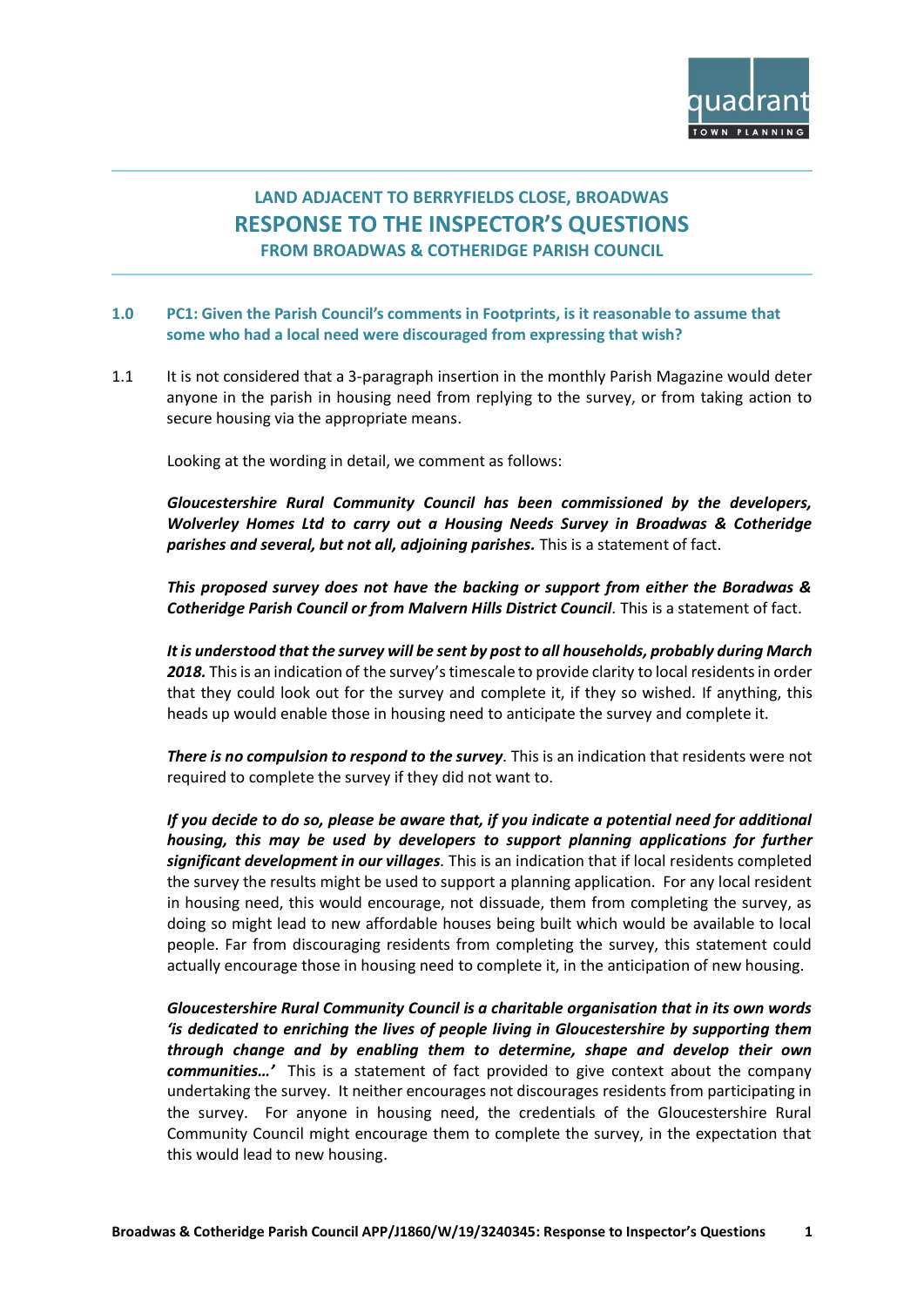## LAND ADJACENT TO BERRYFIELDS CLOSE, BROADWAS

# RESPONSE TO THE INSPECTOR'S QUESTIONS

## FROM BROADWAS & COTHERIDGE PARISH COUNCIL

### 1.0 PC1: Given the Parish Council's comments in Footprints, is it reasonable to assume that some who had a local need were discouraged from expressing that wish?

1.1 It is not considered that a 3-paragraph insertion in the monthly Parish Magazine would deter anyone in the parish in housing need from replying to the survey, or from taking action to secure housing via the appropriate means.

Looking at the wording in detail, we comment as follows:

***Gloucestershire Rural Community Council has been commissioned by the developers, Wolverley Homes Ltd to carry out a Housing Needs Survey in Broadwas & Cotheridge parishes and several, but not all, adjoining parishes.*** This is a statement of fact.

***This proposed survey does not have the backing or support from either the Boradwas & Cotheridge Parish Council or from Malvern Hills District Council***. This is a statement of fact.

***It is understood that the survey will be sent by post to all households, probably during March 2018.*** This is an indication of the survey's timescale to provide clarity to local residents in order that they could look out for the survey and complete it, if they so wished. If anything, this heads up would enable those in housing need to anticipate the survey and complete it.

***There is no compulsion to respond to the survey***. This is an indication that residents were not required to complete the survey if they did not want to.

***If you decide to do so, please be aware that, if you indicate a potential need for additional housing, this may be used by developers to support planning applications for further significant development in our villages***. This is an indication that if local residents completed the survey the results might be used to support a planning application. For any local resident in housing need, this would encourage, not dissuade, them from completing the survey, as doing so might lead to new affordable houses being built which would be available to local people. Far from discouraging residents from completing the survey, this statement could actually encourage those in housing need to complete it, in the anticipation of new housing.

***Gloucestershire Rural Community Council is a charitable organisation that in its own words 'is dedicated to enriching the lives of people living in Gloucestershire by supporting them through change and by enabling them to determine, shape and develop their own communities…'*** This is a statement of fact provided to give context about the company undertaking the survey. It neither encourages not discourages residents from participating in the survey. For anyone in housing need, the credentials of the Gloucestershire Rural Community Council might encourage them to complete the survey, in the expectation that this would lead to new housing.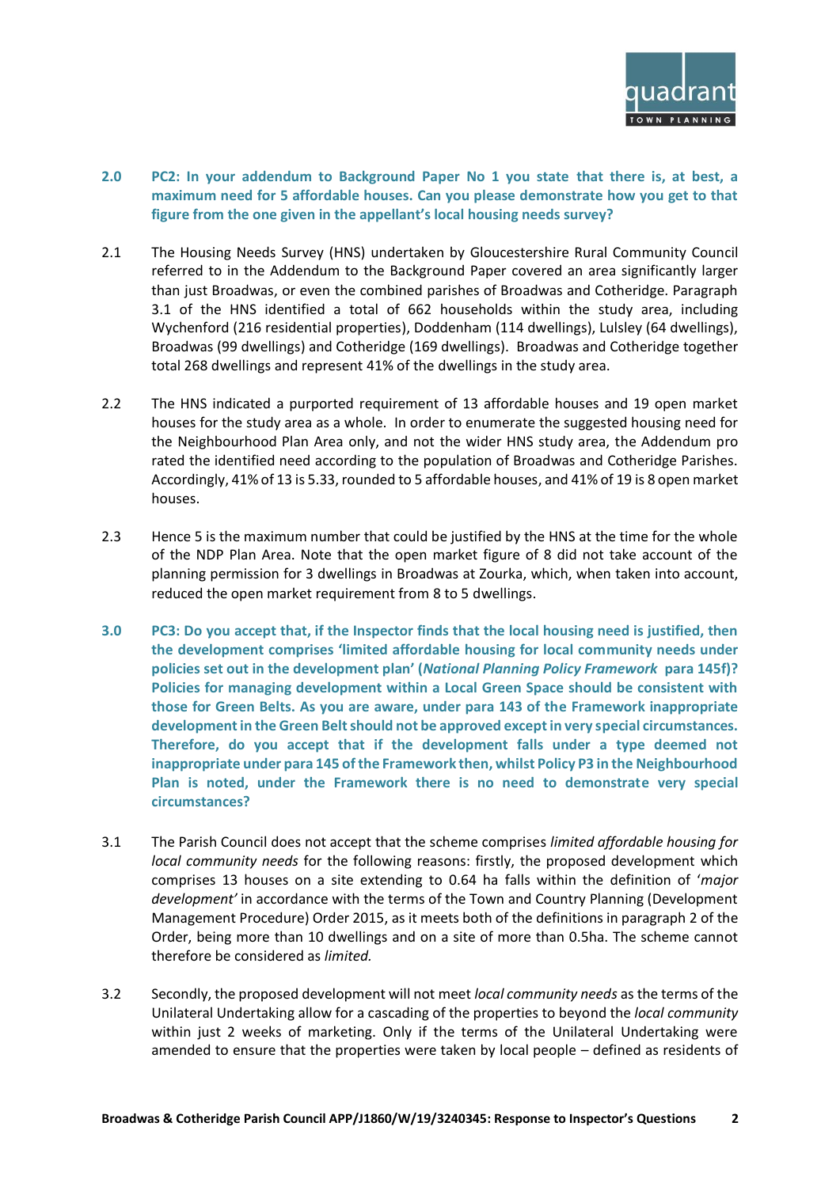## 2.0 PC2: In your addendum to Background Paper No 1 you state that there is, at best, a maximum need for 5 affordable houses. Can you please demonstrate how you get to that figure from the one given in the appellant's local housing needs survey?

2.1 The Housing Needs Survey (HNS) undertaken by Gloucestershire Rural Community Council referred to in the Addendum to the Background Paper covered an area significantly larger than just Broadwas, or even the combined parishes of Broadwas and Cotheridge. Paragraph 3.1 of the HNS identified a total of 662 households within the study area, including Wychenford (216 residential properties), Doddenham (114 dwellings), Lulsley (64 dwellings), Broadwas (99 dwellings) and Cotheridge (169 dwellings). Broadwas and Cotheridge together total 268 dwellings and represent 41% of the dwellings in the study area.

2.2 The HNS indicated a purported requirement of 13 affordable houses and 19 open market houses for the study area as a whole. In order to enumerate the suggested housing need for the Neighbourhood Plan Area only, and not the wider HNS study area, the Addendum pro rated the identified need according to the population of Broadwas and Cotheridge Parishes. Accordingly, 41% of 13 is 5.33, rounded to 5 affordable houses, and 41% of 19 is 8 open market houses.

2.3 Hence 5 is the maximum number that could be justified by the HNS at the time for the whole of the NDP Plan Area. Note that the open market figure of 8 did not take account of the planning permission for 3 dwellings in Broadwas at Zourka, which, when taken into account, reduced the open market requirement from 8 to 5 dwellings.

## 3.0 PC3: Do you accept that, if the Inspector finds that the local housing need is justified, then the development comprises 'limited affordable housing for local community needs under policies set out in the development plan' (*National Planning Policy Framework* para 145f)? Policies for managing development within a Local Green Space should be consistent with those for Green Belts. As you are aware, under para 143 of the Framework inappropriate development in the Green Belt should not be approved except in very special circumstances. Therefore, do you accept that if the development falls under a type deemed not inappropriate under para 145 of the Framework then, whilst Policy P3 in the Neighbourhood Plan is noted, under the Framework there is no need to demonstrate very special circumstances?

3.1 The Parish Council does not accept that the scheme comprises *limited affordable housing for local community needs* for the following reasons: firstly, the proposed development which comprises 13 houses on a site extending to 0.64 ha falls within the definition of '*major development'* in accordance with the terms of the Town and Country Planning (Development Management Procedure) Order 2015, as it meets both of the definitions in paragraph 2 of the Order, being more than 10 dwellings and on a site of more than 0.5ha. The scheme cannot therefore be considered as *limited.*

3.2 Secondly, the proposed development will not meet *local community needs* as the terms of the Unilateral Undertaking allow for a cascading of the properties to beyond the *local community* within just 2 weeks of marketing. Only if the terms of the Unilateral Undertaking were amended to ensure that the properties were taken by local people – defined as residents of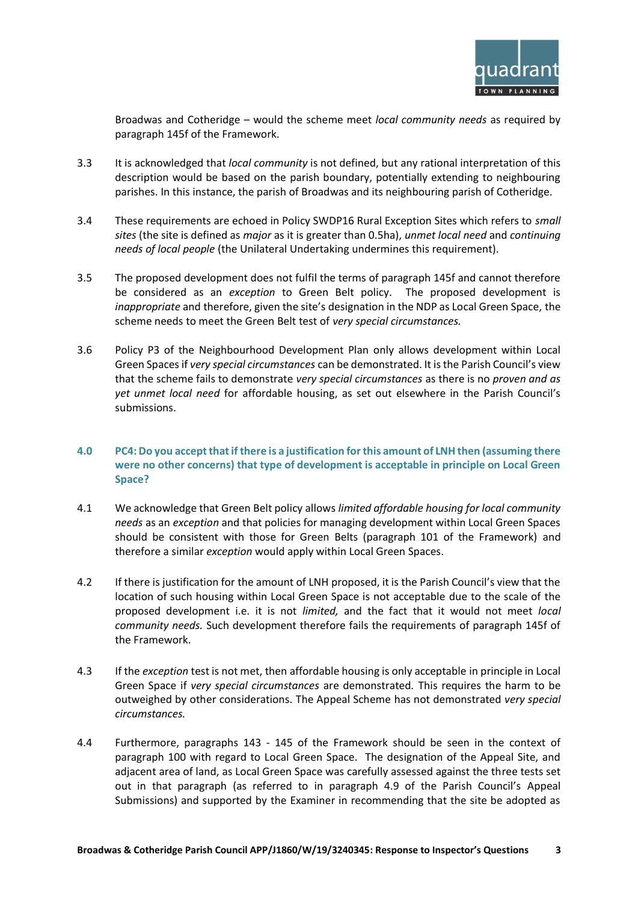Broadwas and Cotheridge – would the scheme meet *local community needs* as required by paragraph 145f of the Framework.

3.3 It is acknowledged that *local community* is not defined, but any rational interpretation of this description would be based on the parish boundary, potentially extending to neighbouring parishes. In this instance, the parish of Broadwas and its neighbouring parish of Cotheridge.

3.4 These requirements are echoed in Policy SWDP16 Rural Exception Sites which refers to *small sites* (the site is defined as *major* as it is greater than 0.5ha), *unmet local need* and *continuing needs of local people* (the Unilateral Undertaking undermines this requirement).

3.5 The proposed development does not fulfil the terms of paragraph 145f and cannot therefore be considered as an *exception* to Green Belt policy. The proposed development is *inappropriate* and therefore, given the site's designation in the NDP as Local Green Space, the scheme needs to meet the Green Belt test of *very special circumstances.*

3.6 Policy P3 of the Neighbourhood Development Plan only allows development within Local Green Spaces if *very special circumstances* can be demonstrated. It is the Parish Council's view that the scheme fails to demonstrate *very special circumstances* as there is no *proven and as yet unmet local need* for affordable housing, as set out elsewhere in the Parish Council's submissions.

## 4.0 PC4: Do you accept that if there is a justification for this amount of LNH then (assuming there were no other concerns) that type of development is acceptable in principle on Local Green Space?

4.1 We acknowledge that Green Belt policy allows *limited affordable housing for local community needs* as an *exception* and that policies for managing development within Local Green Spaces should be consistent with those for Green Belts (paragraph 101 of the Framework) and therefore a similar *exception* would apply within Local Green Spaces.

4.2 If there is justification for the amount of LNH proposed, it is the Parish Council's view that the location of such housing within Local Green Space is not acceptable due to the scale of the proposed development i.e. it is not *limited,* and the fact that it would not meet *local community needs.* Such development therefore fails the requirements of paragraph 145f of the Framework.

4.3 If the *exception* test is not met, then affordable housing is only acceptable in principle in Local Green Space if *very special circumstances* are demonstrated. This requires the harm to be outweighed by other considerations. The Appeal Scheme has not demonstrated *very special circumstances.*

4.4 Furthermore, paragraphs 143 - 145 of the Framework should be seen in the context of paragraph 100 with regard to Local Green Space. The designation of the Appeal Site, and adjacent area of land, as Local Green Space was carefully assessed against the three tests set out in that paragraph (as referred to in paragraph 4.9 of the Parish Council's Appeal Submissions) and supported by the Examiner in recommending that the site be adopted as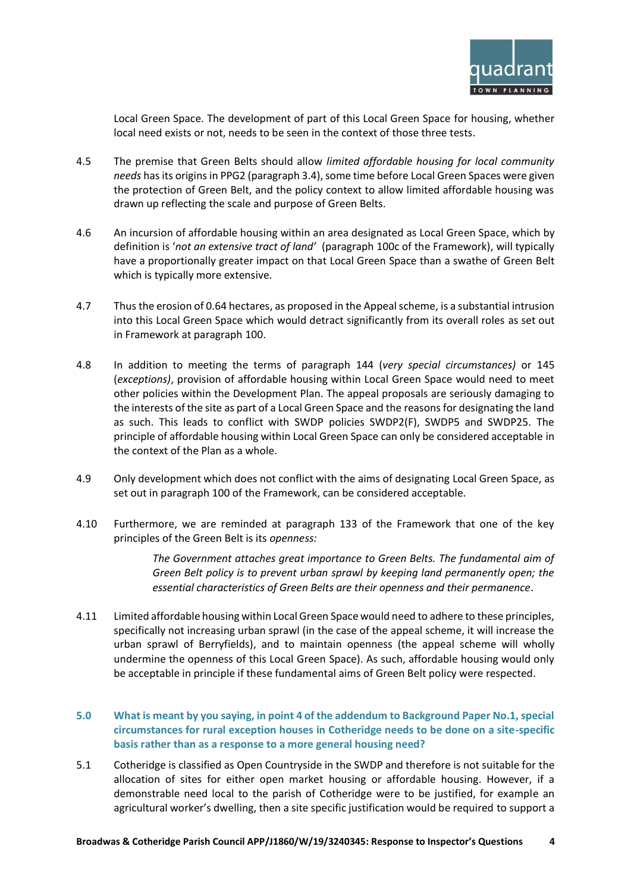Local Green Space. The development of part of this Local Green Space for housing, whether local need exists or not, needs to be seen in the context of those three tests.

4.5 The premise that Green Belts should allow *limited affordable housing for local community needs* has its origins in PPG2 (paragraph 3.4), some time before Local Green Spaces were given the protection of Green Belt, and the policy context to allow limited affordable housing was drawn up reflecting the scale and purpose of Green Belts.

4.6 An incursion of affordable housing within an area designated as Local Green Space, which by definition is '*not an extensive tract of land*' (paragraph 100c of the Framework), will typically have a proportionally greater impact on that Local Green Space than a swathe of Green Belt which is typically more extensive.

4.7 Thus the erosion of 0.64 hectares, as proposed in the Appeal scheme, is a substantial intrusion into this Local Green Space which would detract significantly from its overall roles as set out in Framework at paragraph 100.

4.8 In addition to meeting the terms of paragraph 144 (*very special circumstances)* or 145 (*exceptions)*, provision of affordable housing within Local Green Space would need to meet other policies within the Development Plan. The appeal proposals are seriously damaging to the interests of the site as part of a Local Green Space and the reasons for designating the land as such. This leads to conflict with SWDP policies SWDP2(F), SWDP5 and SWDP25. The principle of affordable housing within Local Green Space can only be considered acceptable in the context of the Plan as a whole.

4.9 Only development which does not conflict with the aims of designating Local Green Space, as set out in paragraph 100 of the Framework, can be considered acceptable.

4.10 Furthermore, we are reminded at paragraph 133 of the Framework that one of the key principles of the Green Belt is its *openness:*

> *The Government attaches great importance to Green Belts. The fundamental aim of Green Belt policy is to prevent urban sprawl by keeping land permanently open; the essential characteristics of Green Belts are their openness and their permanence*.

4.11 Limited affordable housing within Local Green Space would need to adhere to these principles, specifically not increasing urban sprawl (in the case of the appeal scheme, it will increase the urban sprawl of Berryfields), and to maintain openness (the appeal scheme will wholly undermine the openness of this Local Green Space). As such, affordable housing would only be acceptable in principle if these fundamental aims of Green Belt policy were respected.

## 5.0 What is meant by you saying, in point 4 of the addendum to Background Paper No.1, special circumstances for rural exception houses in Cotheridge needs to be done on a site-specific basis rather than as a response to a more general housing need?

5.1 Cotheridge is classified as Open Countryside in the SWDP and therefore is not suitable for the allocation of sites for either open market housing or affordable housing. However, if a demonstrable need local to the parish of Cotheridge were to be justified, for example an agricultural worker's dwelling, then a site specific justification would be required to support a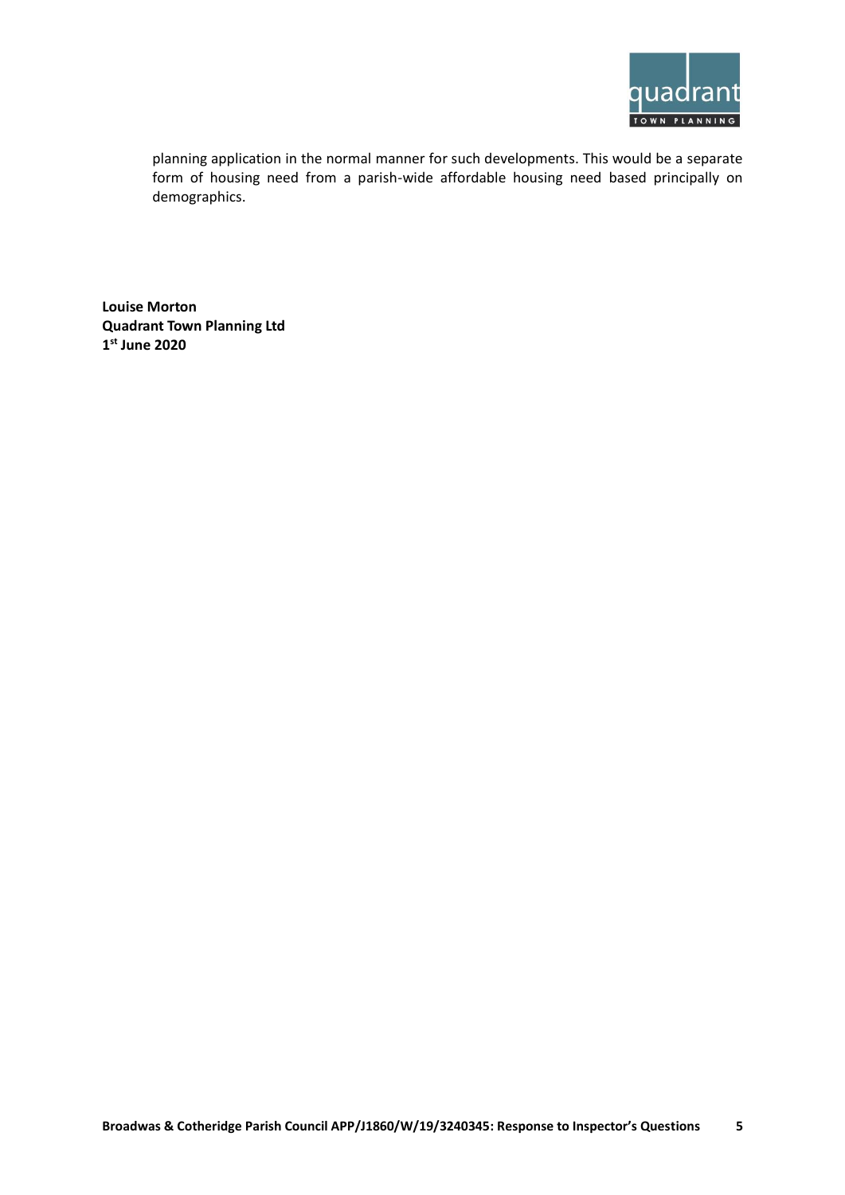planning application in the normal manner for such developments. This would be a separate form of housing need from a parish-wide affordable housing need based principally on demographics.

**Louise Morton**
**Quadrant Town Planning Ltd**
**1st June 2020**